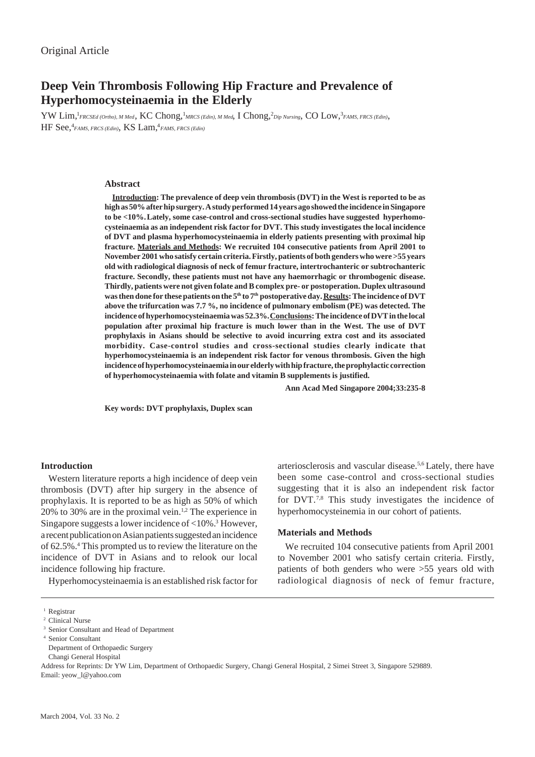Original Article

# Deep Vein Thrombosis Following Hip Fracture and Prevalence of Hyperhomocysteinaemia in the Elderly

YW Lim,[1] *FRCSEd (Ortho), M Med*, KC Chong,[1] *MRCS (Edin), M Med*, I Chong,[2] *Dip Nursing*, CO Low,[3] *FAMS, FRCS (Edin)*, HF See,[4] *FAMS, FRCS (Edin)*, KS Lam,[4] *FAMS, FRCS (Edin)*

### Abstract

**Introduction: The prevalence of deep vein thrombosis (DVT) in the West is reported to be as high as 50% after hip surgery. A study performed 14 years ago showed the incidence in Singapore to be <10%. Lately, some case-control and cross-sectional studies have suggested hyperhomocysteinaemia as an independent risk factor for DVT. This study investigates the local incidence of DVT and plasma hyperhomocysteinaemia in elderly patients presenting with proximal hip fracture. Materials and Methods: We recruited 104 consecutive patients from April 2001 to November 2001 who satisfy certain criteria. Firstly, patients of both genders who were >55 years old with radiological diagnosis of neck of femur fracture, intertrochanteric or subtrochanteric fracture. Secondly, these patients must not have any haemorrhagic or thrombogenic disease. Thirdly, patients were not given folate and B complex pre- or postoperation. Duplex ultrasound was then done for these patients on the 5th to 7th postoperative day. Results: The incidence of DVT above the trifurcation was 7.7 %, no incidence of pulmonary embolism (PE) was detected. The incidence of hyperhomocysteinaemia was 52.3%. Conclusions: The incidence of DVT in the local population after proximal hip fracture is much lower than in the West. The use of DVT prophylaxis in Asians should be selective to avoid incurring extra cost and its associated morbidity. Case-control studies and cross-sectional studies clearly indicate that hyperhomocysteinaemia is an independent risk factor for venous thrombosis. Given the high incidence of hyperhomocysteinaemia in our elderly with hip fracture, the prophylactic correction of hyperhomocysteinaemia with folate and vitamin B supplements is justified.**

**Ann Acad Med Singapore 2004;33:235-8**

**Key words: DVT prophylaxis, Duplex scan**

## Introduction

Western literature reports a high incidence of deep vein thrombosis (DVT) after hip surgery in the absence of prophylaxis. It is reported to be as high as 50% of which 20% to 30% are in the proximal vein.[1,2] The experience in Singapore suggests a lower incidence of <10%.[3] However, a recent publication on Asian patients suggested an incidence of 62.5%.[4] This prompted us to review the literature on the incidence of DVT in Asians and to relook our local incidence following hip fracture.

Hyperhomocysteinaemia is an established risk factor for arteriosclerosis and vascular disease.[5,6] Lately, there have been some case-control and cross-sectional studies suggesting that it is also an independent risk factor for DVT.[7,8] This study investigates the incidence of hyperhomocysteinemia in our cohort of patients.

## Materials and Methods

We recruited 104 consecutive patients from April 2001 to November 2001 who satisfy certain criteria. Firstly, patients of both genders who were >55 years old with radiological diagnosis of neck of femur fracture,

[1] Registrar
[2] Clinical Nurse
[3] Senior Consultant and Head of Department
[4] Senior Consultant
Department of Orthopaedic Surgery
Changi General Hospital
Address for Reprints: Dr YW Lim, Department of Orthopaedic Surgery, Changi General Hospital, 2 Simei Street 3, Singapore 529889.
Email: yeow_l@yahoo.com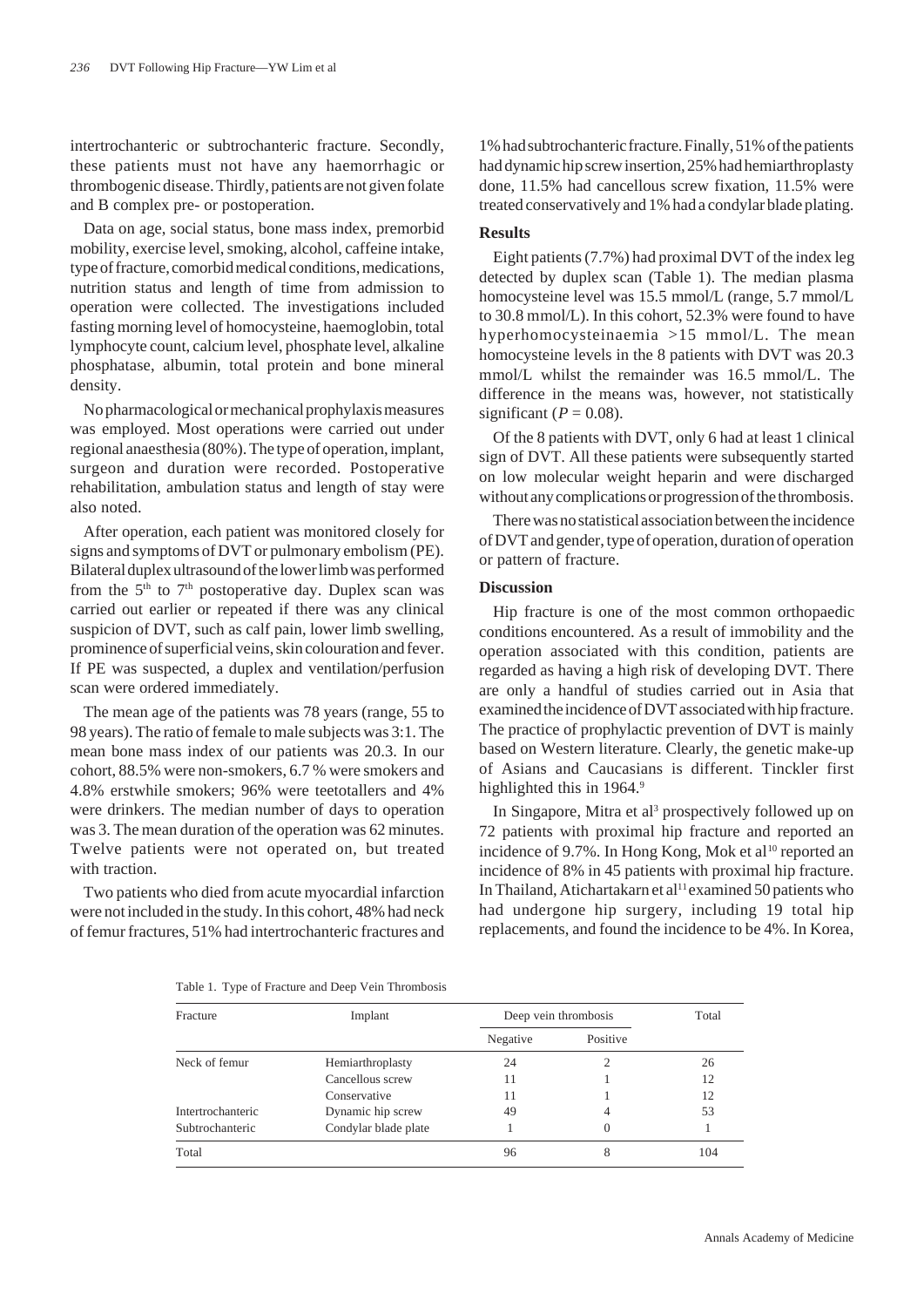intertrochanteric or subtrochanteric fracture. Secondly, these patients must not have any haemorrhagic or thrombogenic disease. Thirdly, patients are not given folate and B complex pre- or postoperation.

Data on age, social status, bone mass index, premorbid mobility, exercise level, smoking, alcohol, caffeine intake, type of fracture, comorbid medical conditions, medications, nutrition status and length of time from admission to operation were collected. The investigations included fasting morning level of homocysteine, haemoglobin, total lymphocyte count, calcium level, phosphate level, alkaline phosphatase, albumin, total protein and bone mineral density.

No pharmacological or mechanical prophylaxis measures was employed. Most operations were carried out under regional anaesthesia (80%). The type of operation, implant, surgeon and duration were recorded. Postoperative rehabilitation, ambulation status and length of stay were also noted.

After operation, each patient was monitored closely for signs and symptoms of DVT or pulmonary embolism (PE). Bilateral duplex ultrasound of the lower limb was performed from the 5th to 7th postoperative day. Duplex scan was carried out earlier or repeated if there was any clinical suspicion of DVT, such as calf pain, lower limb swelling, prominence of superficial veins, skin colouration and fever. If PE was suspected, a duplex and ventilation/perfusion scan were ordered immediately.

The mean age of the patients was 78 years (range, 55 to 98 years). The ratio of female to male subjects was 3:1. The mean bone mass index of our patients was 20.3. In our cohort, 88.5% were non-smokers, 6.7 % were smokers and 4.8% erstwhile smokers; 96% were teetotallers and 4% were drinkers. The median number of days to operation was 3. The mean duration of the operation was 62 minutes. Twelve patients were not operated on, but treated with traction.

Two patients who died from acute myocardial infarction were not included in the study. In this cohort, 48% had neck of femur fractures, 51% had intertrochanteric fractures and 1% had subtrochanteric fracture. Finally, 51% of the patients had dynamic hip screw insertion, 25% had hemiarthroplasty done, 11.5% had cancellous screw fixation, 11.5% were treated conservatively and 1% had a condylar blade plating.

## Results

Eight patients (7.7%) had proximal DVT of the index leg detected by duplex scan (Table 1). The median plasma homocysteine level was 15.5 mmol/L (range, 5.7 mmol/L to 30.8 mmol/L). In this cohort, 52.3% were found to have hyperhomocysteinaemia >15 mmol/L. The mean homocysteine levels in the 8 patients with DVT was 20.3 mmol/L whilst the remainder was 16.5 mmol/L. The difference in the means was, however, not statistically significant ($P = 0.08$).

Of the 8 patients with DVT, only 6 had at least 1 clinical sign of DVT. All these patients were subsequently started on low molecular weight heparin and were discharged without any complications or progression of the thrombosis.

There was no statistical association between the incidence of DVT and gender, type of operation, duration of operation or pattern of fracture.

## Discussion

Hip fracture is one of the most common orthopaedic conditions encountered. As a result of immobility and the operation associated with this condition, patients are regarded as having a high risk of developing DVT. There are only a handful of studies carried out in Asia that examined the incidence of DVT associated with hip fracture. The practice of prophylactic prevention of DVT is mainly based on Western literature. Clearly, the genetic make-up of Asians and Caucasians is different. Tinckler first highlighted this in 1964.[9]

In Singapore, Mitra et al[3] prospectively followed up on 72 patients with proximal hip fracture and reported an incidence of 9.7%. In Hong Kong, Mok et al[10] reported an incidence of 8% in 45 patients with proximal hip fracture. In Thailand, Atichartakarn et al[11] examined 50 patients who had undergone hip surgery, including 19 total hip replacements, and found the incidence to be 4%. In Korea,

Table 1. Type of Fracture and Deep Vein Thrombosis

| Fracture | Implant | Deep vein thrombosis | | Total |
|---|---|---|---|---|
| | | Negative | Positive | |
| Neck of femur | Hemiarthroplasty | 24 | 2 | 26 |
| | Cancellous screw | 11 | 1 | 12 |
| | Conservative | 11 | 1 | 12 |
| Intertrochanteric | Dynamic hip screw | 49 | 4 | 53 |
| Subtrochanteric | Condylar blade plate | 1 | 0 | 1 |
| Total | | 96 | 8 | 104 |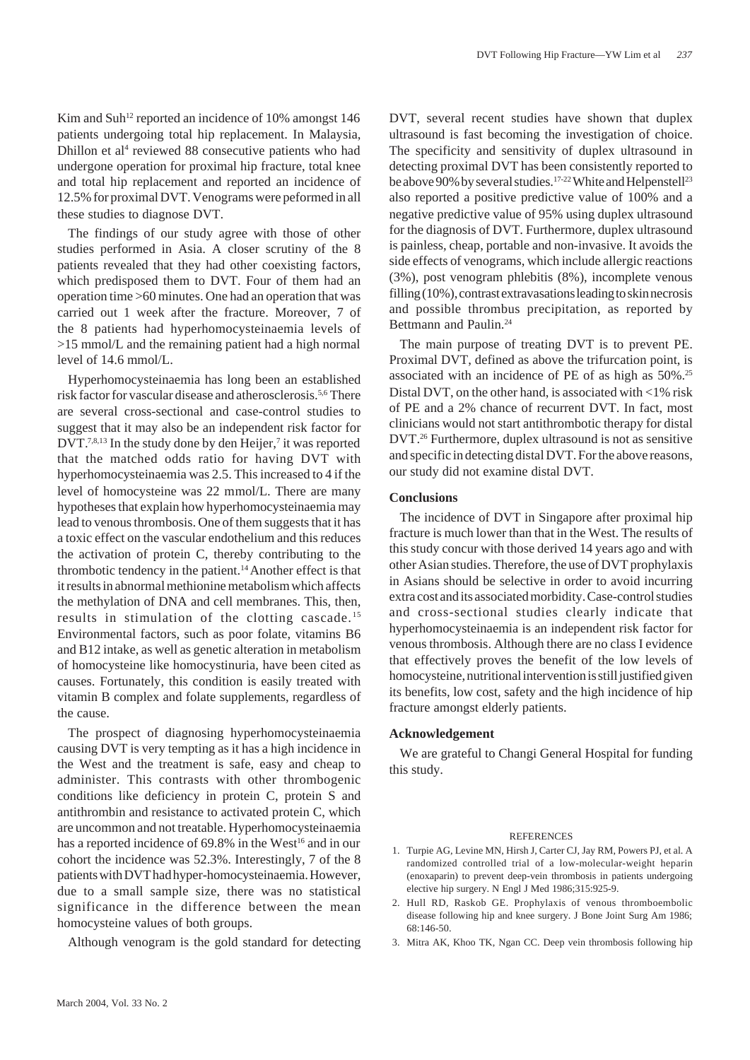Kim and Suh[12] reported an incidence of 10% amongst 146 patients undergoing total hip replacement. In Malaysia, Dhillon et al[4] reviewed 88 consecutive patients who had undergone operation for proximal hip fracture, total knee and total hip replacement and reported an incidence of 12.5% for proximal DVT. Venograms were peformed in all these studies to diagnose DVT.

The findings of our study agree with those of other studies performed in Asia. A closer scrutiny of the 8 patients revealed that they had other coexisting factors, which predisposed them to DVT. Four of them had an operation time >60 minutes. One had an operation that was carried out 1 week after the fracture. Moreover, 7 of the 8 patients had hyperhomocysteinaemia levels of >15 mmol/L and the remaining patient had a high normal level of 14.6 mmol/L.

Hyperhomocysteinaemia has long been an established risk factor for vascular disease and atherosclerosis.[5,6] There are several cross-sectional and case-control studies to suggest that it may also be an independent risk factor for DVT.[7,8,13] In the study done by den Heijer,[7] it was reported that the matched odds ratio for having DVT with hyperhomocysteinaemia was 2.5. This increased to 4 if the level of homocysteine was 22 mmol/L. There are many hypotheses that explain how hyperhomocysteinaemia may lead to venous thrombosis. One of them suggests that it has a toxic effect on the vascular endothelium and this reduces the activation of protein C, thereby contributing to the thrombotic tendency in the patient.[14] Another effect is that it results in abnormal methionine metabolism which affects the methylation of DNA and cell membranes. This, then, results in stimulation of the clotting cascade.[15] Environmental factors, such as poor folate, vitamins B6 and B12 intake, as well as genetic alteration in metabolism of homocysteine like homocystinuria, have been cited as causes. Fortunately, this condition is easily treated with vitamin B complex and folate supplements, regardless of the cause.

The prospect of diagnosing hyperhomocysteinaemia causing DVT is very tempting as it has a high incidence in the West and the treatment is safe, easy and cheap to administer. This contrasts with other thrombogenic conditions like deficiency in protein C, protein S and antithrombin and resistance to activated protein C, which are uncommon and not treatable. Hyperhomocysteinaemia has a reported incidence of 69.8% in the West[16] and in our cohort the incidence was 52.3%. Interestingly, 7 of the 8 patients with DVT had hyper-homocysteinaemia. However, due to a small sample size, there was no statistical significance in the difference between the mean homocysteine values of both groups.

Although venogram is the gold standard for detecting DVT, several recent studies have shown that duplex ultrasound is fast becoming the investigation of choice. The specificity and sensitivity of duplex ultrasound in detecting proximal DVT has been consistently reported to be above 90% by several studies.[17-22] White and Helpenstell[23] also reported a positive predictive value of 100% and a negative predictive value of 95% using duplex ultrasound for the diagnosis of DVT. Furthermore, duplex ultrasound is painless, cheap, portable and non-invasive. It avoids the side effects of venograms, which include allergic reactions (3%), post venogram phlebitis (8%), incomplete venous filling (10%), contrast extravasations leading to skin necrosis and possible thrombus precipitation, as reported by Bettmann and Paulin.[24]

The main purpose of treating DVT is to prevent PE. Proximal DVT, defined as above the trifurcation point, is associated with an incidence of PE of as high as 50%.[25] Distal DVT, on the other hand, is associated with <1% risk of PE and a 2% chance of recurrent DVT. In fact, most clinicians would not start antithrombotic therapy for distal DVT.[26] Furthermore, duplex ultrasound is not as sensitive and specific in detecting distal DVT. For the above reasons, our study did not examine distal DVT.

## Conclusions

The incidence of DVT in Singapore after proximal hip fracture is much lower than that in the West. The results of this study concur with those derived 14 years ago and with other Asian studies. Therefore, the use of DVT prophylaxis in Asians should be selective in order to avoid incurring extra cost and its associated morbidity. Case-control studies and cross-sectional studies clearly indicate that hyperhomocysteinaemia is an independent risk factor for venous thrombosis. Although there are no class I evidence that effectively proves the benefit of the low levels of homocysteine, nutritional intervention is still justified given its benefits, low cost, safety and the high incidence of hip fracture amongst elderly patients.

## Acknowledgement

We are grateful to Changi General Hospital for funding this study.

## REFERENCES

1. Turpie AG, Levine MN, Hirsh J, Carter CJ, Jay RM, Powers PJ, et al. A randomized controlled trial of a low-molecular-weight heparin (enoxaparin) to prevent deep-vein thrombosis in patients undergoing elective hip surgery. N Engl J Med 1986;315:925-9.
2. Hull RD, Raskob GE. Prophylaxis of venous thromboembolic disease following hip and knee surgery. J Bone Joint Surg Am 1986; 68:146-50.
3. Mitra AK, Khoo TK, Ngan CC. Deep vein thrombosis following hip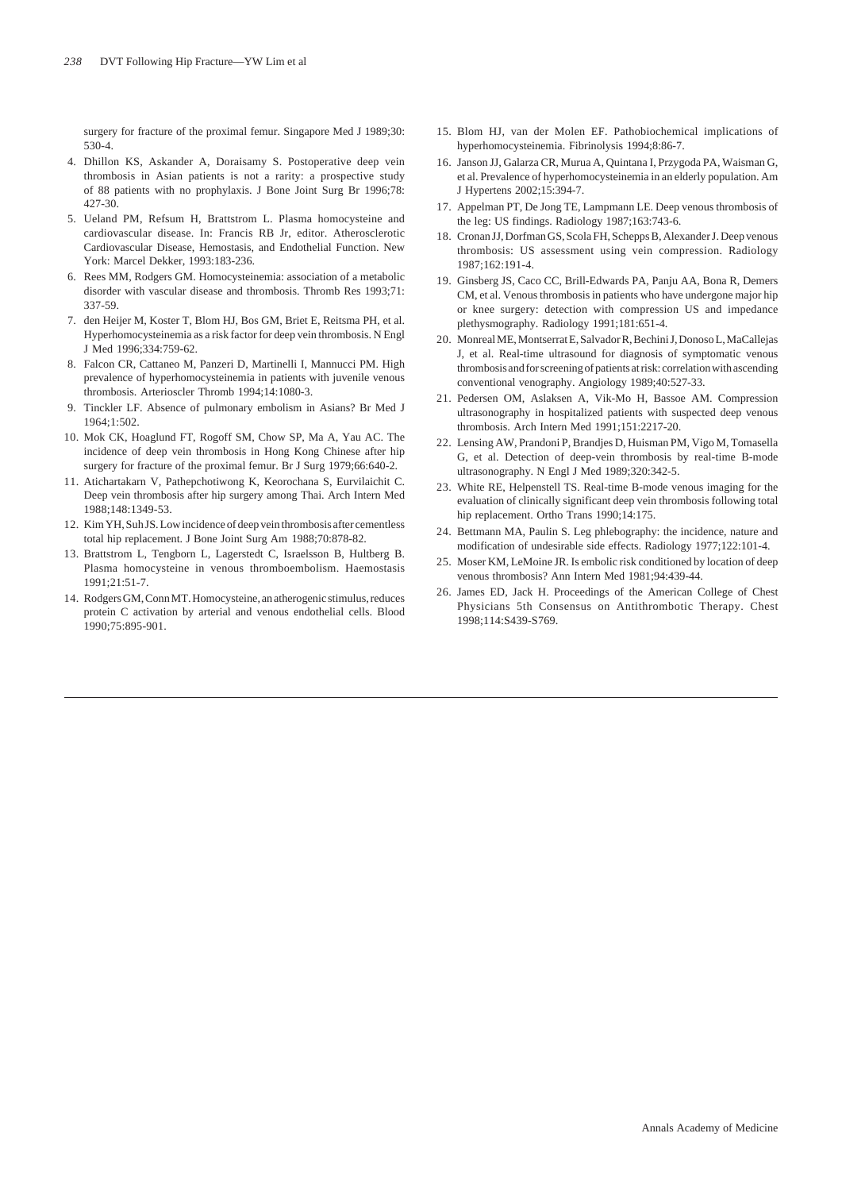surgery for fracture of the proximal femur. Singapore Med J 1989;30: 530-4.

4. Dhillon KS, Askander A, Doraisamy S. Postoperative deep vein thrombosis in Asian patients is not a rarity: a prospective study of 88 patients with no prophylaxis. J Bone Joint Surg Br 1996;78: 427-30.
5. Ueland PM, Refsum H, Brattstrom L. Plasma homocysteine and cardiovascular disease. In: Francis RB Jr, editor. Atherosclerotic Cardiovascular Disease, Hemostasis, and Endothelial Function. New York: Marcel Dekker, 1993:183-236.
6. Rees MM, Rodgers GM. Homocysteinemia: association of a metabolic disorder with vascular disease and thrombosis. Thromb Res 1993;71: 337-59.
7. den Heijer M, Koster T, Blom HJ, Bos GM, Briet E, Reitsma PH, et al. Hyperhomocysteinemia as a risk factor for deep vein thrombosis. N Engl J Med 1996;334:759-62.
8. Falcon CR, Cattaneo M, Panzeri D, Martinelli I, Mannucci PM. High prevalence of hyperhomocysteinemia in patients with juvenile venous thrombosis. Arterioscler Thromb 1994;14:1080-3.
9. Tinckler LF. Absence of pulmonary embolism in Asians? Br Med J 1964;1:502.
10. Mok CK, Hoaglund FT, Rogoff SM, Chow SP, Ma A, Yau AC. The incidence of deep vein thrombosis in Hong Kong Chinese after hip surgery for fracture of the proximal femur. Br J Surg 1979;66:640-2.
11. Atichartakarn V, Pathepchotiwong K, Keorochana S, Eurvilaichit C. Deep vein thrombosis after hip surgery among Thai. Arch Intern Med 1988;148:1349-53.
12. Kim YH, Suh JS. Low incidence of deep vein thrombosis after cementless total hip replacement. J Bone Joint Surg Am 1988;70:878-82.
13. Brattstrom L, Tengborn L, Lagerstedt C, Israelsson B, Hultberg B. Plasma homocysteine in venous thromboembolism. Haemostasis 1991;21:51-7.
14. Rodgers GM, Conn MT. Homocysteine, an atherogenic stimulus, reduces protein C activation by arterial and venous endothelial cells. Blood 1990;75:895-901.
15. Blom HJ, van der Molen EF. Pathobiochemical implications of hyperhomocysteinemia. Fibrinolysis 1994;8:86-7.
16. Janson JJ, Galarza CR, Murua A, Quintana I, Przygoda PA, Waisman G, et al. Prevalence of hyperhomocysteinemia in an elderly population. Am J Hypertens 2002;15:394-7.
17. Appelman PT, De Jong TE, Lampmann LE. Deep venous thrombosis of the leg: US findings. Radiology 1987;163:743-6.
18. Cronan JJ, Dorfman GS, Scola FH, Schepps B, Alexander J. Deep venous thrombosis: US assessment using vein compression. Radiology 1987;162:191-4.
19. Ginsberg JS, Caco CC, Brill-Edwards PA, Panju AA, Bona R, Demers CM, et al. Venous thrombosis in patients who have undergone major hip or knee surgery: detection with compression US and impedance plethysmography. Radiology 1991;181:651-4.
20. Monreal ME, Montserrat E, Salvador R, Bechini J, Donoso L, MaCallejas J, et al. Real-time ultrasound for diagnosis of symptomatic venous thrombosis and for screening of patients at risk: correlation with ascending conventional venography. Angiology 1989;40:527-33.
21. Pedersen OM, Aslaksen A, Vik-Mo H, Bassoe AM. Compression ultrasonography in hospitalized patients with suspected deep venous thrombosis. Arch Intern Med 1991;151:2217-20.
22. Lensing AW, Prandoni P, Brandjes D, Huisman PM, Vigo M, Tomasella G, et al. Detection of deep-vein thrombosis by real-time B-mode ultrasonography. N Engl J Med 1989;320:342-5.
23. White RE, Helpenstell TS. Real-time B-mode venous imaging for the evaluation of clinically significant deep vein thrombosis following total hip replacement. Ortho Trans 1990;14:175.
24. Bettmann MA, Paulin S. Leg phlebography: the incidence, nature and modification of undesirable side effects. Radiology 1977;122:101-4.
25. Moser KM, LeMoine JR. Is embolic risk conditioned by location of deep venous thrombosis? Ann Intern Med 1981;94:439-44.
26. James ED, Jack H. Proceedings of the American College of Chest Physicians 5th Consensus on Antithrombotic Therapy. Chest 1998;114:S439-S769.